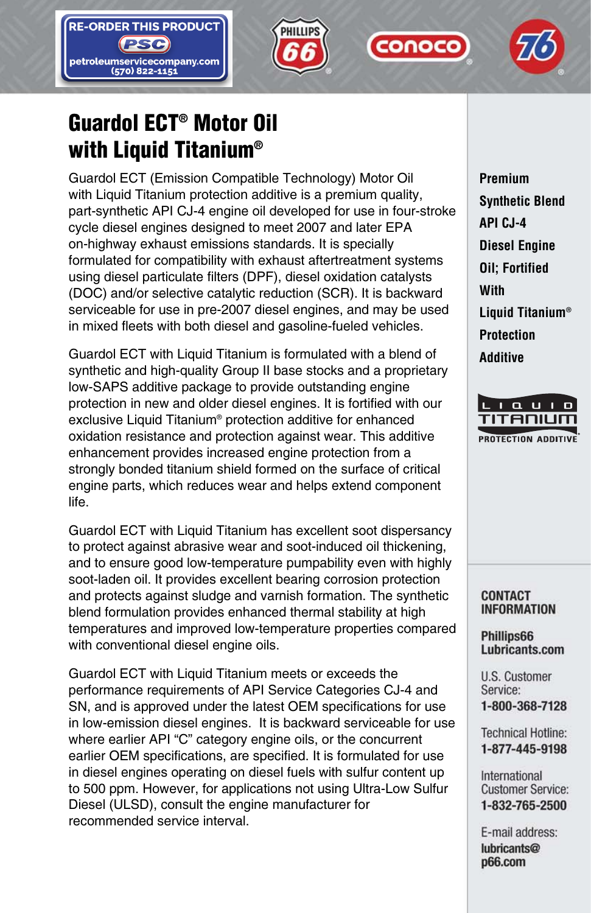RE-ORDER THIS PRODUCT
PSC
petroleumservicecompany.com
(570) 822-1151

# Guardol ECT® Motor Oil with Liquid Titanium®

Guardol ECT (Emission Compatible Technology) Motor Oil with Liquid Titanium protection additive is a premium quality, part-synthetic API CJ-4 engine oil developed for use in four-stroke cycle diesel engines designed to meet 2007 and later EPA on-highway exhaust emissions standards. It is specially formulated for compatibility with exhaust aftertreatment systems using diesel particulate filters (DPF), diesel oxidation catalysts (DOC) and/or selective catalytic reduction (SCR). It is backward serviceable for use in pre-2007 diesel engines, and may be used in mixed fleets with both diesel and gasoline-fueled vehicles.

Guardol ECT with Liquid Titanium is formulated with a blend of synthetic and high-quality Group II base stocks and a proprietary low-SAPS additive package to provide outstanding engine protection in new and older diesel engines. It is fortified with our exclusive Liquid Titanium® protection additive for enhanced oxidation resistance and protection against wear. This additive enhancement provides increased engine protection from a strongly bonded titanium shield formed on the surface of critical engine parts, which reduces wear and helps extend component life.

Guardol ECT with Liquid Titanium has excellent soot dispersancy to protect against abrasive wear and soot-induced oil thickening, and to ensure good low-temperature pumpability even with highly soot-laden oil. It provides excellent bearing corrosion protection and protects against sludge and varnish formation. The synthetic blend formulation provides enhanced thermal stability at high temperatures and improved low-temperature properties compared with conventional diesel engine oils.

Guardol ECT with Liquid Titanium meets or exceeds the performance requirements of API Service Categories CJ-4 and SN, and is approved under the latest OEM specifications for use in low-emission diesel engines. It is backward serviceable for use where earlier API "C" category engine oils, or the concurrent earlier OEM specifications, are specified. It is formulated for use in diesel engines operating on diesel fuels with sulfur content up to 500 ppm. However, for applications not using Ultra-Low Sulfur Diesel (ULSD), consult the engine manufacturer for recommended service interval.

**Premium Synthetic Blend API CJ-4 Diesel Engine Oil; Fortified With Liquid Titanium® Protection Additive**

LIQUID TITANIUM PROTECTION ADDITIVE

**CONTACT INFORMATION**

**Phillips66 Lubricants.com**

U.S. Customer Service:
**1-800-368-7128**

Technical Hotline:
**1-877-445-9198**

International Customer Service:
**1-832-765-2500**

E-mail address:
**lubricants@p66.com**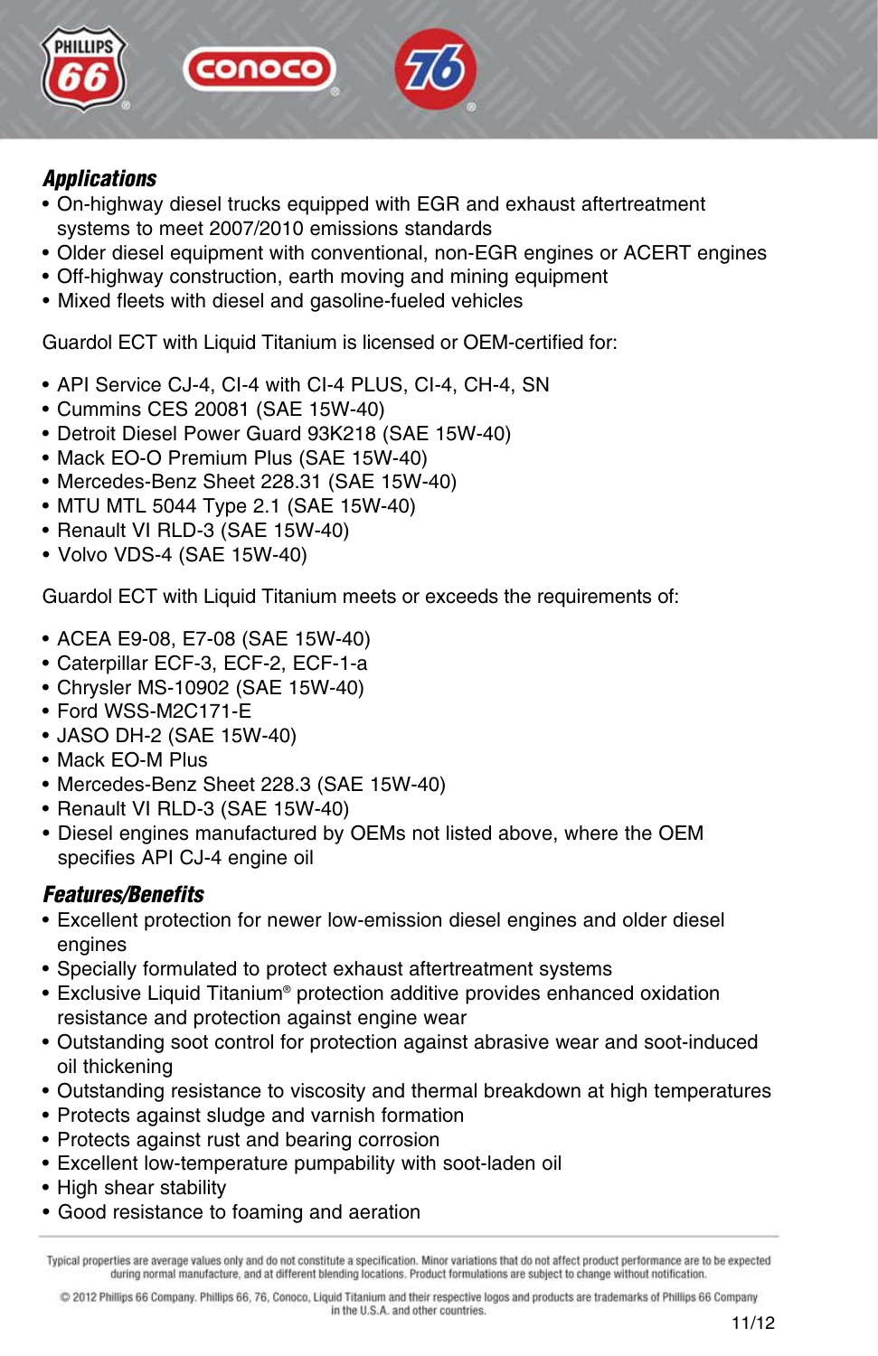## Applications

- On-highway diesel trucks equipped with EGR and exhaust aftertreatment systems to meet 2007/2010 emissions standards
- Older diesel equipment with conventional, non-EGR engines or ACERT engines
- Off-highway construction, earth moving and mining equipment
- Mixed fleets with diesel and gasoline-fueled vehicles

Guardol ECT with Liquid Titanium is licensed or OEM-certified for:

- API Service CJ-4, CI-4 with CI-4 PLUS, CI-4, CH-4, SN
- Cummins CES 20081 (SAE 15W-40)
- Detroit Diesel Power Guard 93K218 (SAE 15W-40)
- Mack EO-O Premium Plus (SAE 15W-40)
- Mercedes-Benz Sheet 228.31 (SAE 15W-40)
- MTU MTL 5044 Type 2.1 (SAE 15W-40)
- Renault VI RLD-3 (SAE 15W-40)
- Volvo VDS-4 (SAE 15W-40)

Guardol ECT with Liquid Titanium meets or exceeds the requirements of:

- ACEA E9-08, E7-08 (SAE 15W-40)
- Caterpillar ECF-3, ECF-2, ECF-1-a
- Chrysler MS-10902 (SAE 15W-40)
- Ford WSS-M2C171-E
- JASO DH-2 (SAE 15W-40)
- Mack EO-M Plus
- Mercedes-Benz Sheet 228.3 (SAE 15W-40)
- Renault VI RLD-3 (SAE 15W-40)
- Diesel engines manufactured by OEMs not listed above, where the OEM specifies API CJ-4 engine oil

## Features/Benefits

- Excellent protection for newer low-emission diesel engines and older diesel engines
- Specially formulated to protect exhaust aftertreatment systems
- Exclusive Liquid Titanium® protection additive provides enhanced oxidation resistance and protection against engine wear
- Outstanding soot control for protection against abrasive wear and soot-induced oil thickening
- Outstanding resistance to viscosity and thermal breakdown at high temperatures
- Protects against sludge and varnish formation
- Protects against rust and bearing corrosion
- Excellent low-temperature pumpability with soot-laden oil
- High shear stability
- Good resistance to foaming and aeration

Typical properties are average values only and do not constitute a specification. Minor variations that do not affect product performance are to be expected during normal manufacture, and at different blending locations. Product formulations are subject to change without notification.

© 2012 Phillips 66 Company. Phillips 66, 76, Conoco, Liquid Titanium and their respective logos and products are trademarks of Phillips 66 Company in the U.S.A. and other countries.

11/12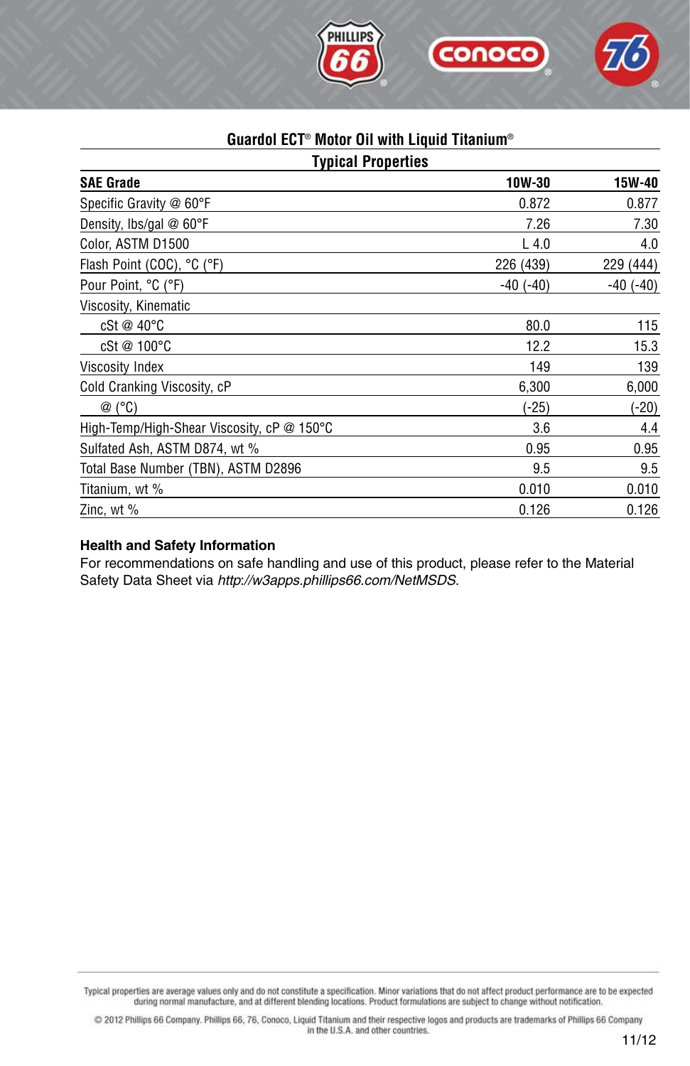## Guardol ECT® Motor Oil with Liquid Titanium®

### Typical Properties

| SAE Grade | 10W-30 | 15W-40 |
|---|---|---|
| Specific Gravity @ 60°F | 0.872 | 0.877 |
| Density, lbs/gal @ 60°F | 7.26 | 7.30 |
| Color, ASTM D1500 | L 4.0 | 4.0 |
| Flash Point (COC), °C (°F) | 226 (439) | 229 (444) |
| Pour Point, °C (°F) | -40 (-40) | -40 (-40) |
| Viscosity, Kinematic | | |
| cSt @ 40°C | 80.0 | 115 |
| cSt @ 100°C | 12.2 | 15.3 |
| Viscosity Index | 149 | 139 |
| Cold Cranking Viscosity, cP | 6,300 | 6,000 |
| @ (°C) | (-25) | (-20) |
| High-Temp/High-Shear Viscosity, cP @ 150°C | 3.6 | 4.4 |
| Sulfated Ash, ASTM D874, wt % | 0.95 | 0.95 |
| Total Base Number (TBN), ASTM D2896 | 9.5 | 9.5 |
| Titanium, wt % | 0.010 | 0.010 |
| Zinc, wt % | 0.126 | 0.126 |

**Health and Safety Information**

For recommendations on safe handling and use of this product, please refer to the Material Safety Data Sheet via *http://w3apps.phillips66.com/NetMSDS*.

Typical properties are average values only and do not constitute a specification. Minor variations that do not affect product performance are to be expected during normal manufacture, and at different blending locations. Product formulations are subject to change without notification.

© 2012 Phillips 66 Company. Phillips 66, 76, Conoco, Liquid Titanium and their respective logos and products are trademarks of Phillips 66 Company in the U.S.A. and other countries.

11/12